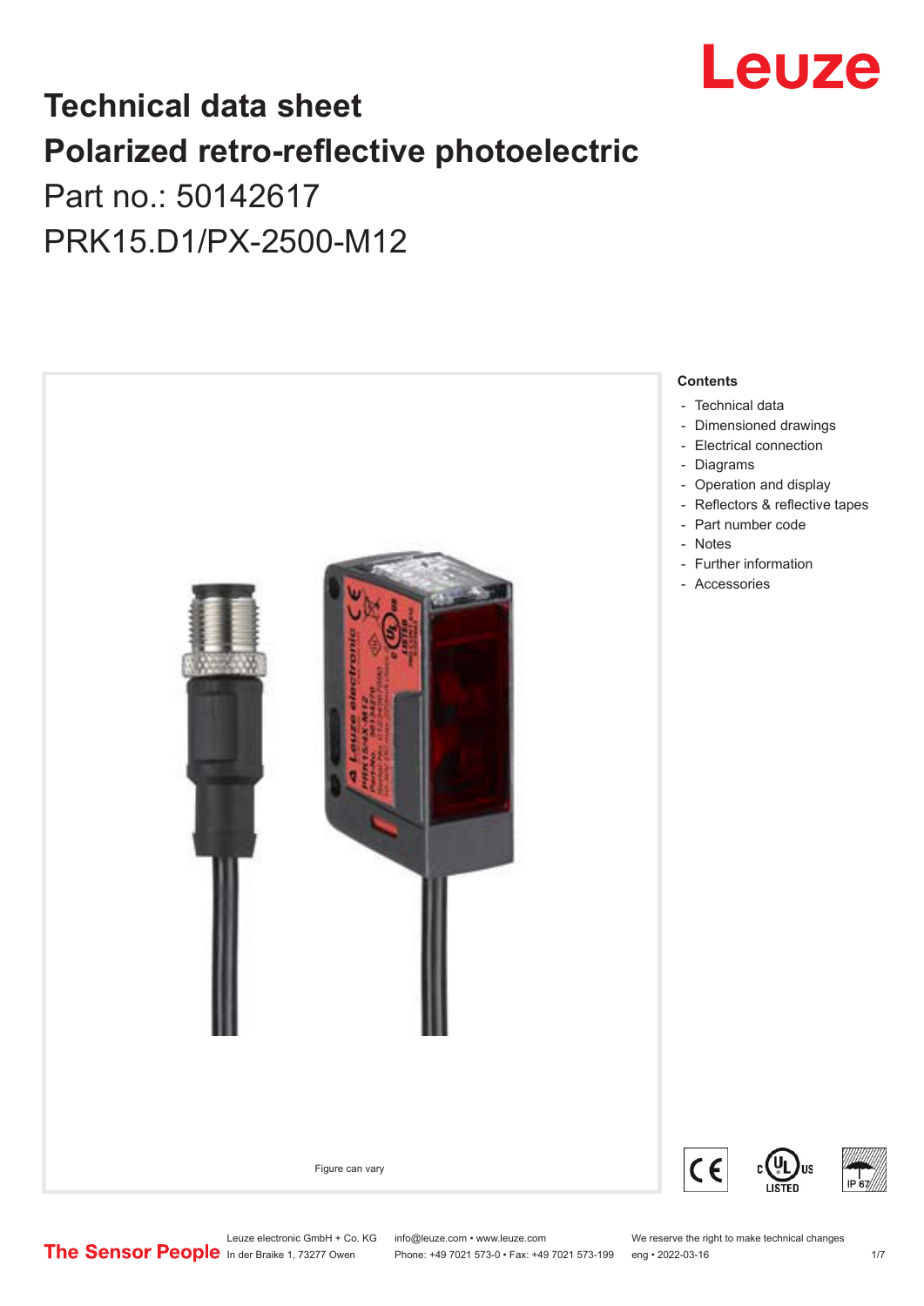# Technical data sheet

# Polarized retro-reflective photoelectric

Part no.: 50142617

PRK15.D1/PX-2500-M12

Figure can vary

**Contents**

- Technical data
- Dimensioned drawings
- Electrical connection
- Diagrams
- Operation and display
- Reflectors & reflective tapes
- Part number code
- Notes
- Further information
- Accessories

Leuze electronic GmbH + Co. KG
In der Braike 1, 73277 Owen

info@leuze.com • www.leuze.com
Phone: +49 7021 573-0 • Fax: +49 7021 573-199

We reserve the right to make technical changes
eng • 2022-03-16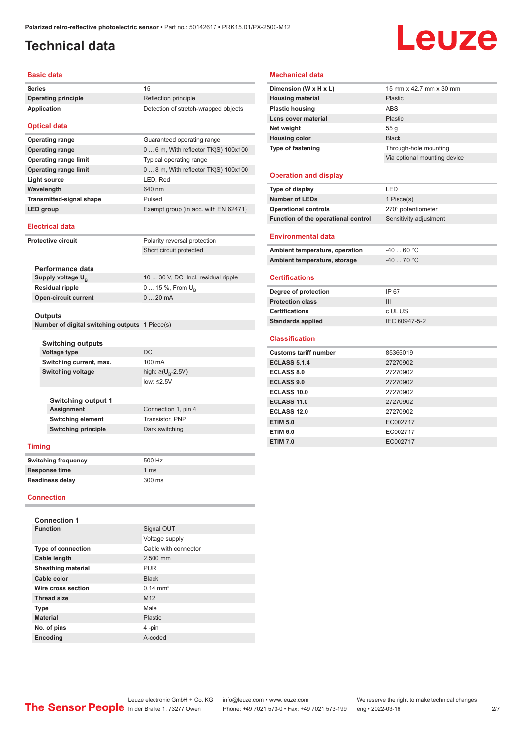# Technical data

## Basic data

| | |
|---|---|
| **Series** | 15 |
| **Operating principle** | Reflection principle |
| **Application** | Detection of stretch-wrapped objects |

## Optical data

| | |
|---|---|
| **Operating range** | Guaranteed operating range |
| **Operating range** | 0 ... 6 m, With reflector TK(S) 100x100 |
| **Operating range limit** | Typical operating range |
| **Operating range limit** | 0 ... 8 m, With reflector TK(S) 100x100 |
| **Light source** | LED, Red |
| **Wavelength** | 640 nm |
| **Transmitted-signal shape** | Pulsed |
| **LED group** | Exempt group (in acc. with EN 62471) |

## Electrical data

| | |
|---|---|
| **Protective circuit** | Polarity reversal protection |
| | Short circuit protected |

### Performance data

| | |
|---|---|
| **Supply voltage $U_B$** | 10 ... 30 V, DC, Incl. residual ripple |
| **Residual ripple** | 0 ... 15 %, From $U_B$ |
| **Open-circuit current** | 0 ... 20 mA |

### Outputs

| | |
|---|---|
| **Number of digital switching outputs** | 1 Piece(s) |

#### Switching outputs

| | |
|---|---|
| **Voltage type** | DC |
| **Switching current, max.** | 100 mA |
| **Switching voltage** | high: ≥($U_B$-2.5V) |
| | low: ≤2.5V |

#### Switching output 1

| | |
|---|---|
| **Assignment** | Connection 1, pin 4 |
| **Switching element** | Transistor, PNP |
| **Switching principle** | Dark switching |

## Timing

| | |
|---|---|
| **Switching frequency** | 500 Hz |
| **Response time** | 1 ms |
| **Readiness delay** | 300 ms |

## Connection

### Connection 1

| | |
|---|---|
| **Function** | Signal OUT |
| | Voltage supply |
| **Type of connection** | Cable with connector |
| **Cable length** | 2,500 mm |
| **Sheathing material** | PUR |
| **Cable color** | Black |
| **Wire cross section** | 0.14 mm² |
| **Thread size** | M12 |
| **Type** | Male |
| **Material** | Plastic |
| **No. of pins** | 4 -pin |
| **Encoding** | A-coded |

## Mechanical data

| | |
|---|---|
| **Dimension (W x H x L)** | 15 mm x 42.7 mm x 30 mm |
| **Housing material** | Plastic |
| **Plastic housing** | ABS |
| **Lens cover material** | Plastic |
| **Net weight** | 55 g |
| **Housing color** | Black |
| **Type of fastening** | Through-hole mounting |
| | Via optional mounting device |

## Operation and display

| | |
|---|---|
| **Type of display** | LED |
| **Number of LEDs** | 1 Piece(s) |
| **Operational controls** | 270° potentiometer |
| **Function of the operational control** | Sensitivity adjustment |

## Environmental data

| | |
|---|---|
| **Ambient temperature, operation** | -40 ... 60 °C |
| **Ambient temperature, storage** | -40 ... 70 °C |

## Certifications

| | |
|---|---|
| **Degree of protection** | IP 67 |
| **Protection class** | III |
| **Certifications** | c UL US |
| **Standards applied** | IEC 60947-5-2 |

## Classification

| | |
|---|---|
| **Customs tariff number** | 85365019 |
| **ECLASS 5.1.4** | 27270902 |
| **ECLASS 8.0** | 27270902 |
| **ECLASS 9.0** | 27270902 |
| **ECLASS 10.0** | 27270902 |
| **ECLASS 11.0** | 27270902 |
| **ECLASS 12.0** | 27270902 |
| **ETIM 5.0** | EC002717 |
| **ETIM 6.0** | EC002717 |
| **ETIM 7.0** | EC002717 |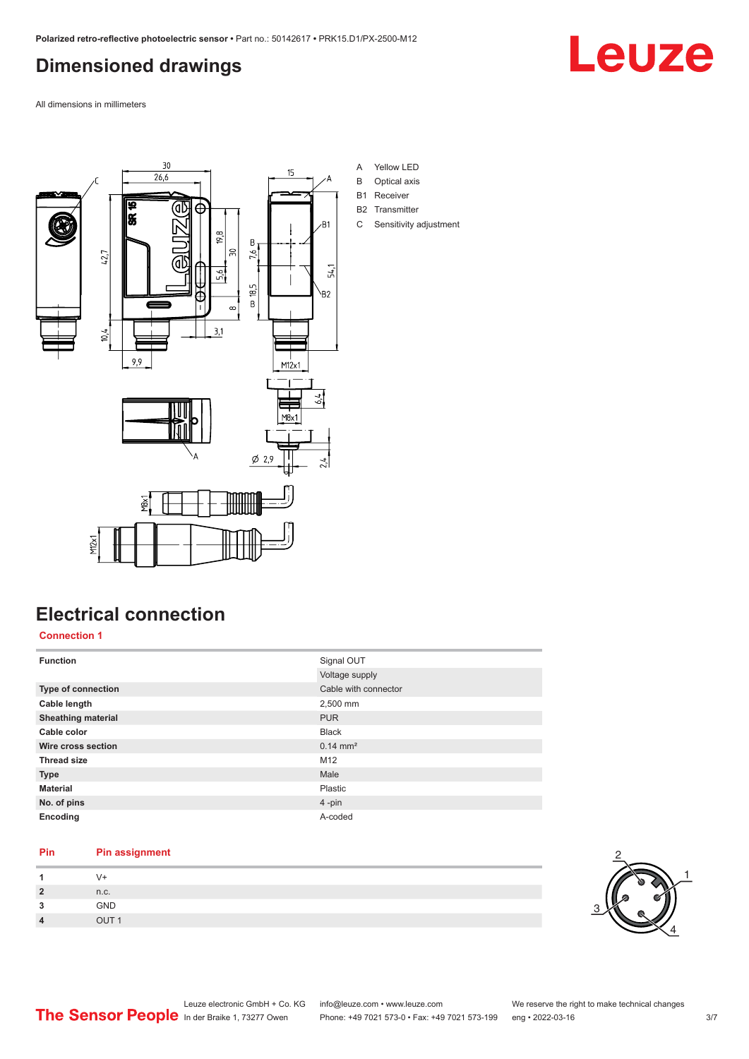# Dimensioned drawings

All dimensions in millimeters

A Yellow LED
B Optical axis
B1 Receiver
B2 Transmitter
C Sensitivity adjustment

# Electrical connection

## Connection 1

| Function | Signal OUT |
| --- | --- |
| | Voltage supply |
| Type of connection | Cable with connector |
| Cable length | 2,500 mm |
| Sheathing material | PUR |
| Cable color | Black |
| Wire cross section | 0.14 mm² |
| Thread size | M12 |
| Type | Male |
| Material | Plastic |
| No. of pins | 4 -pin |
| Encoding | A-coded |

| Pin | Pin assignment |
| --- | --- |
| 1 | V+ |
| 2 | n.c. |
| 3 | GND |
| 4 | OUT 1 |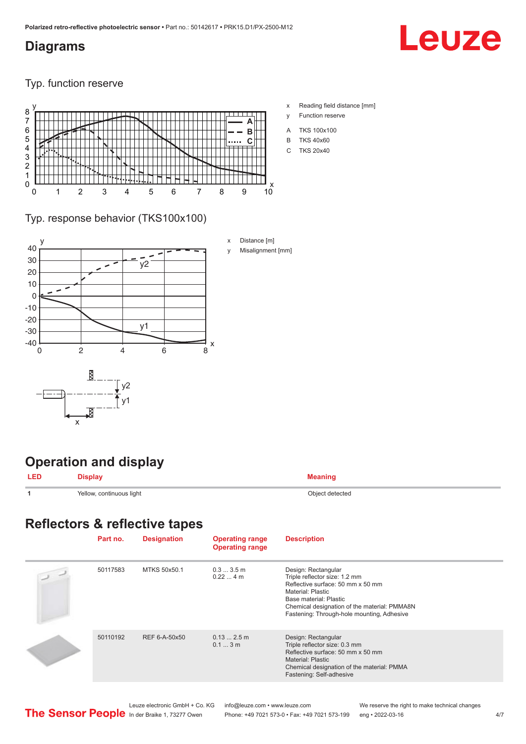## Diagrams

### Typ. function reserve

x Reading field distance [mm]

y Function reserve

A TKS 100x100

B TKS 40x60

C TKS 20x40

### Typ. response behavior (TKS100x100)

x Distance [m]

y Misalignment [mm]

## Operation and display

| LED | Display | Meaning |
|---|---|---|
| 1 | Yellow, continuous light | Object detected |

## Reflectors & reflective tapes

| | Part no. | Designation | Operating range<br>Operating range | Description |
|---|---|---|---|---|
| | 50117583 | MTKS 50x50.1 | 0.3 ... 3.5 m<br>0.22 ... 4 m | Design: Rectangular<br>Triple reflector size: 1.2 mm<br>Reflective surface: 50 mm x 50 mm<br>Material: Plastic<br>Base material: Plastic<br>Chemical designation of the material: PMMA8N<br>Fastening: Through-hole mounting, Adhesive |
| | 50110192 | REF 6-A-50x50 | 0.13 ... 2.5 m<br>0.1 ... 3 m | Design: Rectangular<br>Triple reflector size: 0.3 mm<br>Reflective surface: 50 mm x 50 mm<br>Material: Plastic<br>Chemical designation of the material: PMMA<br>Fastening: Self-adhesive |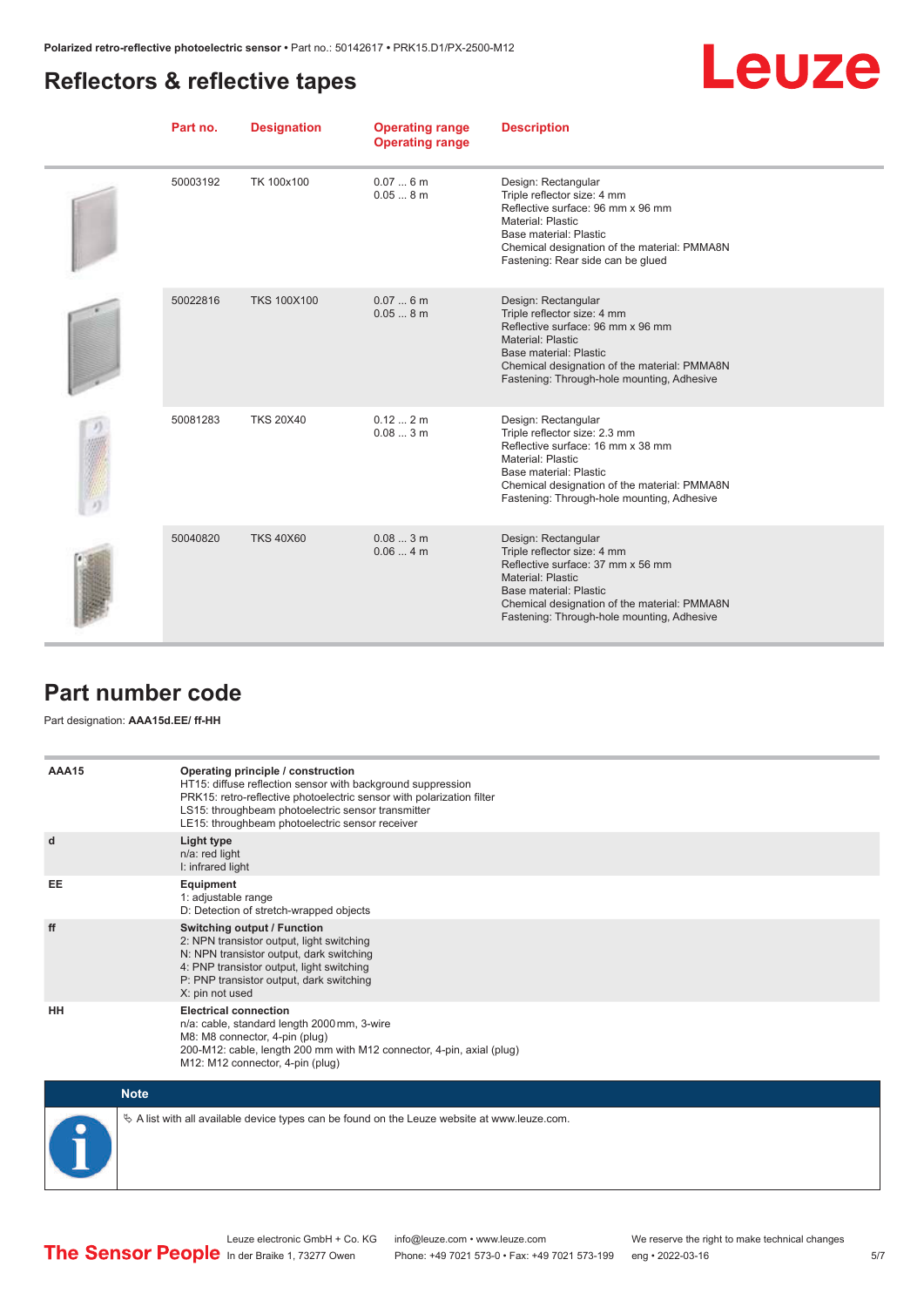## Reflectors & reflective tapes

| Part no. | Designation | Operating range<br>Operating range | Description |
|---|---|---|---|
| 50003192 | TK 100x100 | 0.07 ... 6 m<br>0.05 ... 8 m | Design: Rectangular<br>Triple reflector size: 4 mm<br>Reflective surface: 96 mm x 96 mm<br>Material: Plastic<br>Base material: Plastic<br>Chemical designation of the material: PMMA8N<br>Fastening: Rear side can be glued |
| 50022816 | TKS 100X100 | 0.07 ... 6 m<br>0.05 ... 8 m | Design: Rectangular<br>Triple reflector size: 4 mm<br>Reflective surface: 96 mm x 96 mm<br>Material: Plastic<br>Base material: Plastic<br>Chemical designation of the material: PMMA8N<br>Fastening: Through-hole mounting, Adhesive |
| 50081283 | TKS 20X40 | 0.12 ... 2 m<br>0.08 ... 3 m | Design: Rectangular<br>Triple reflector size: 2.3 mm<br>Reflective surface: 16 mm x 38 mm<br>Material: Plastic<br>Base material: Plastic<br>Chemical designation of the material: PMMA8N<br>Fastening: Through-hole mounting, Adhesive |
| 50040820 | TKS 40X60 | 0.08 ... 3 m<br>0.06 ... 4 m | Design: Rectangular<br>Triple reflector size: 4 mm<br>Reflective surface: 37 mm x 56 mm<br>Material: Plastic<br>Base material: Plastic<br>Chemical designation of the material: PMMA8N<br>Fastening: Through-hole mounting, Adhesive |

## Part number code

Part designation: **AAA15d.EE/ ff-HH**

| | |
|---|---|
| **AAA15** | **Operating principle / construction**<br>HT15: diffuse reflection sensor with background suppression<br>PRK15: retro-reflective photoelectric sensor with polarization filter<br>LS15: throughbeam photoelectric sensor transmitter<br>LE15: throughbeam photoelectric sensor receiver |
| **d** | **Light type**<br>n/a: red light<br>I: infrared light |
| **EE** | **Equipment**<br>1: adjustable range<br>D: Detection of stretch-wrapped objects |
| **ff** | **Switching output / Function**<br>2: NPN transistor output, light switching<br>N: NPN transistor output, dark switching<br>4: PNP transistor output, light switching<br>P: PNP transistor output, dark switching<br>X: pin not used |
| **HH** | **Electrical connection**<br>n/a: cable, standard length 2000 mm, 3-wire<br>M8: M8 connector, 4-pin (plug)<br>200-M12: cable, length 200 mm with M12 connector, 4-pin, axial (plug)<br>M12: M12 connector, 4-pin (plug) |

**Note**

🔖 A list with all available device types can be found on the Leuze website at www.leuze.com.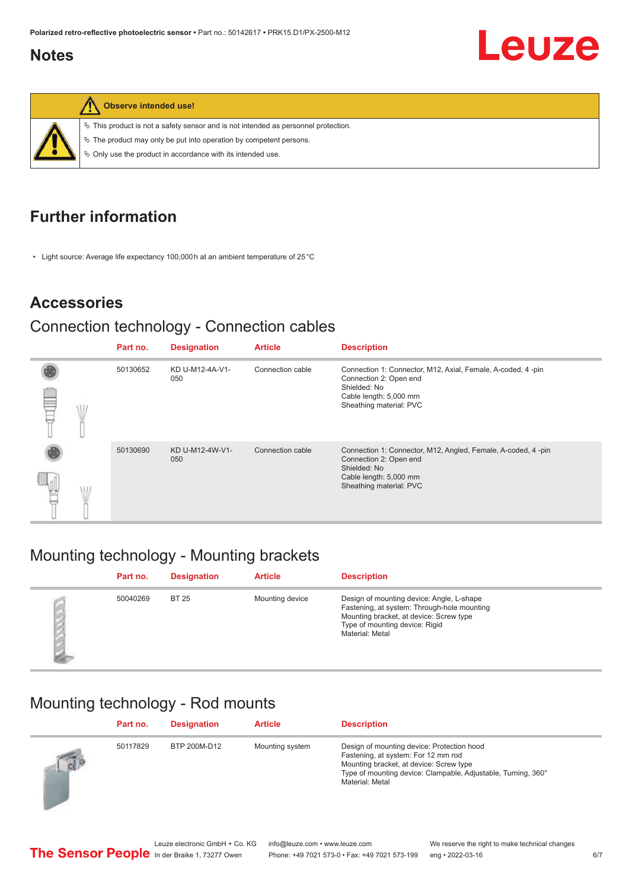## Notes

**Observe intended use!**

- This product is not a safety sensor and is not intended as personnel protection.
- The product may only be put into operation by competent persons.
- Only use the product in accordance with its intended use.

## Further information

- Light source: Average life expectancy 100,000 h at an ambient temperature of 25 °C

## Accessories

### Connection technology - Connection cables

| | Part no. | Designation | Article | Description |
|---|---|---|---|---|
| | 50130652 | KD U-M12-4A-V1-050 | Connection cable | Connection 1: Connector, M12, Axial, Female, A-coded, 4 -pin<br>Connection 2: Open end<br>Shielded: No<br>Cable length: 5,000 mm<br>Sheathing material: PVC |
| | 50130690 | KD U-M12-4W-V1-050 | Connection cable | Connection 1: Connector, M12, Angled, Female, A-coded, 4 -pin<br>Connection 2: Open end<br>Shielded: No<br>Cable length: 5,000 mm<br>Sheathing material: PVC |

### Mounting technology - Mounting brackets

| | Part no. | Designation | Article | Description |
|---|---|---|---|---|
| | 50040269 | BT 25 | Mounting device | Design of mounting device: Angle, L-shape<br>Fastening, at system: Through-hole mounting<br>Mounting bracket, at device: Screw type<br>Type of mounting device: Rigid<br>Material: Metal |

### Mounting technology - Rod mounts

| | Part no. | Designation | Article | Description |
|---|---|---|---|---|
| | 50117829 | BTP 200M-D12 | Mounting system | Design of mounting device: Protection hood<br>Fastening, at system: For 12 mm rod<br>Mounting bracket, at device: Screw type<br>Type of mounting device: Clampable, Adjustable, Turning, 360°<br>Material: Metal |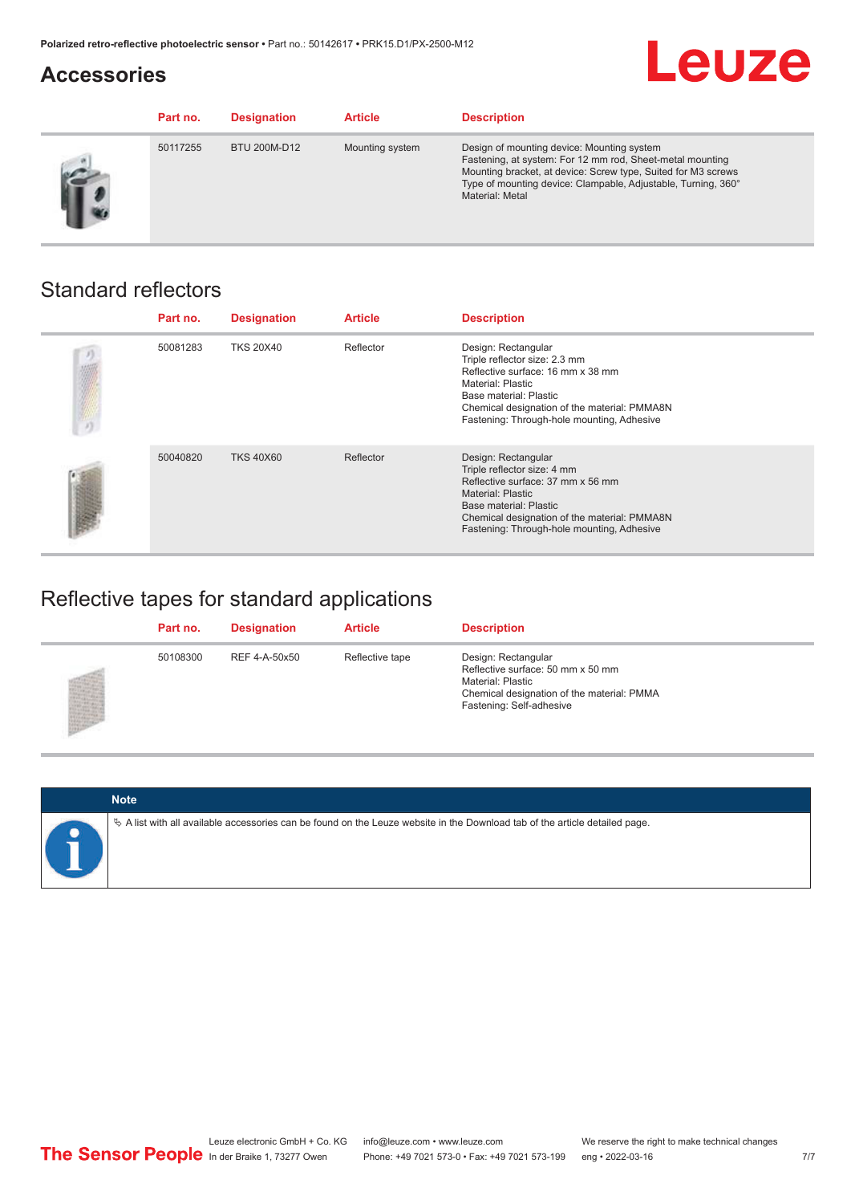## Accessories

| | Part no. | Designation | Article | Description |
|---|---|---|---|---|
| | 50117255 | BTU 200M-D12 | Mounting system | Design of mounting device: Mounting system<br>Fastening, at system: For 12 mm rod, Sheet-metal mounting<br>Mounting bracket, at device: Screw type, Suited for M3 screws<br>Type of mounting device: Clampable, Adjustable, Turning, 360°<br>Material: Metal |

## Standard reflectors

| | Part no. | Designation | Article | Description |
|---|---|---|---|---|
| | 50081283 | TKS 20X40 | Reflector | Design: Rectangular<br>Triple reflector size: 2.3 mm<br>Reflective surface: 16 mm x 38 mm<br>Material: Plastic<br>Base material: Plastic<br>Chemical designation of the material: PMMA8N<br>Fastening: Through-hole mounting, Adhesive |
| | 50040820 | TKS 40X60 | Reflector | Design: Rectangular<br>Triple reflector size: 4 mm<br>Reflective surface: 37 mm x 56 mm<br>Material: Plastic<br>Base material: Plastic<br>Chemical designation of the material: PMMA8N<br>Fastening: Through-hole mounting, Adhesive |

## Reflective tapes for standard applications

| | Part no. | Designation | Article | Description |
|---|---|---|---|---|
| | 50108300 | REF 4-A-50x50 | Reflective tape | Design: Rectangular<br>Reflective surface: 50 mm x 50 mm<br>Material: Plastic<br>Chemical designation of the material: PMMA<br>Fastening: Self-adhesive |

**Note**

↳ A list with all available accessories can be found on the Leuze website in the Download tab of the article detailed page.